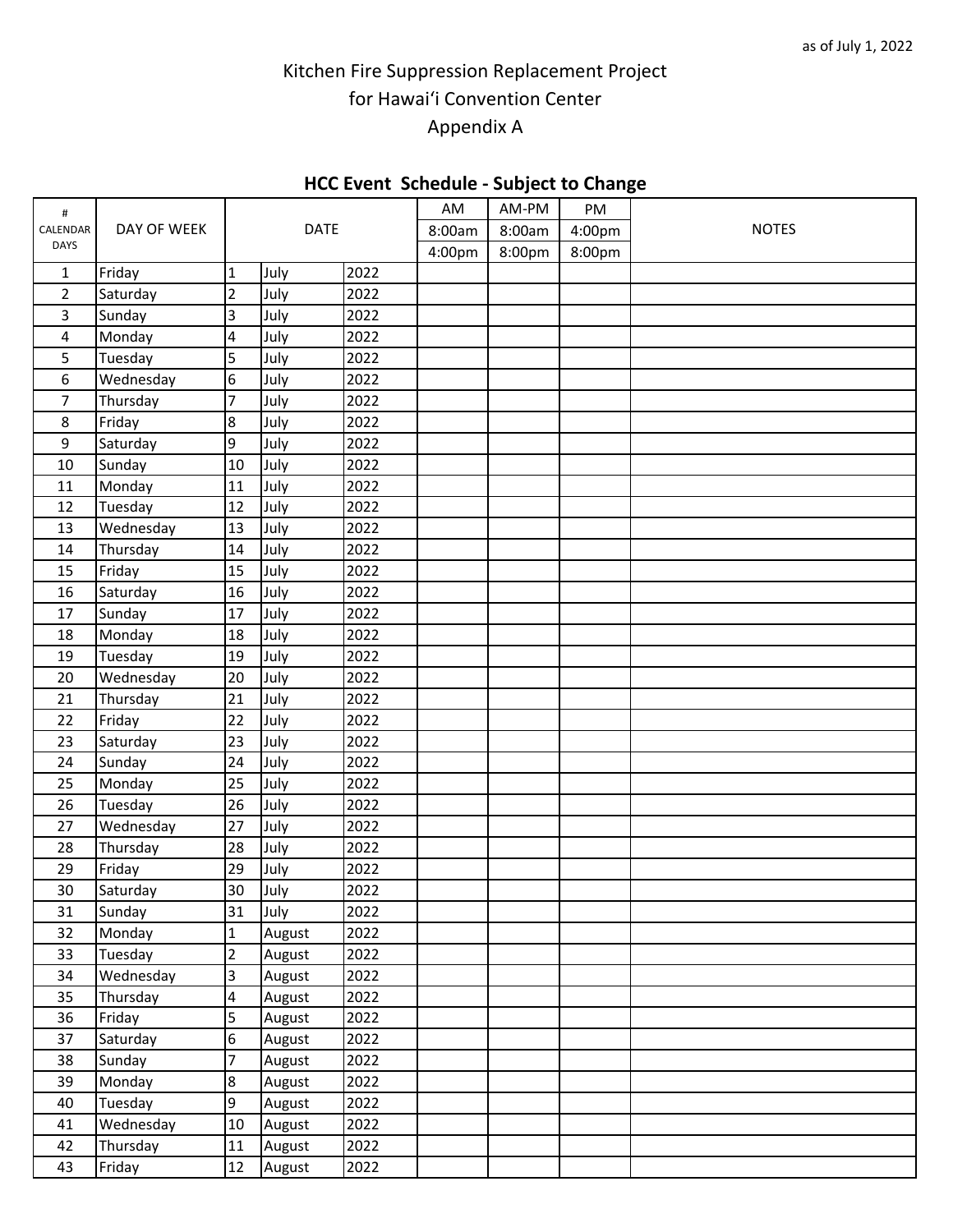as of July 1, 2022

# Kitchen Fire Suppression Replacement Project
# for Hawaiʻi Convention Center
# Appendix A

## HCC Event Schedule - Subject to Change

| # CALENDAR DAYS | DAY OF WEEK | DATE | | | AM 8:00am 4:00pm | AM-PM 8:00am 8:00pm | PM 4:00pm 8:00pm | NOTES |
|---|---|---|---|---|---|---|---|---|
| 1 | Friday | 1 | July | 2022 | | | | |
| 2 | Saturday | 2 | July | 2022 | | | | |
| 3 | Sunday | 3 | July | 2022 | | | | |
| 4 | Monday | 4 | July | 2022 | | | | |
| 5 | Tuesday | 5 | July | 2022 | | | | |
| 6 | Wednesday | 6 | July | 2022 | | | | |
| 7 | Thursday | 7 | July | 2022 | | | | |
| 8 | Friday | 8 | July | 2022 | | | | |
| 9 | Saturday | 9 | July | 2022 | | | | |
| 10 | Sunday | 10 | July | 2022 | | | | |
| 11 | Monday | 11 | July | 2022 | | | | |
| 12 | Tuesday | 12 | July | 2022 | | | | |
| 13 | Wednesday | 13 | July | 2022 | | | | |
| 14 | Thursday | 14 | July | 2022 | | | | |
| 15 | Friday | 15 | July | 2022 | | | | |
| 16 | Saturday | 16 | July | 2022 | | | | |
| 17 | Sunday | 17 | July | 2022 | | | | |
| 18 | Monday | 18 | July | 2022 | | | | |
| 19 | Tuesday | 19 | July | 2022 | | | | |
| 20 | Wednesday | 20 | July | 2022 | | | | |
| 21 | Thursday | 21 | July | 2022 | | | | |
| 22 | Friday | 22 | July | 2022 | | | | |
| 23 | Saturday | 23 | July | 2022 | | | | |
| 24 | Sunday | 24 | July | 2022 | | | | |
| 25 | Monday | 25 | July | 2022 | | | | |
| 26 | Tuesday | 26 | July | 2022 | | | | |
| 27 | Wednesday | 27 | July | 2022 | | | | |
| 28 | Thursday | 28 | July | 2022 | | | | |
| 29 | Friday | 29 | July | 2022 | | | | |
| 30 | Saturday | 30 | July | 2022 | | | | |
| 31 | Sunday | 31 | July | 2022 | | | | |
| 32 | Monday | 1 | August | 2022 | | | | |
| 33 | Tuesday | 2 | August | 2022 | | | | |
| 34 | Wednesday | 3 | August | 2022 | | | | |
| 35 | Thursday | 4 | August | 2022 | | | | |
| 36 | Friday | 5 | August | 2022 | | | | |
| 37 | Saturday | 6 | August | 2022 | | | | |
| 38 | Sunday | 7 | August | 2022 | | | | |
| 39 | Monday | 8 | August | 2022 | | | | |
| 40 | Tuesday | 9 | August | 2022 | | | | |
| 41 | Wednesday | 10 | August | 2022 | | | | |
| 42 | Thursday | 11 | August | 2022 | | | | |
| 43 | Friday | 12 | August | 2022 | | | | |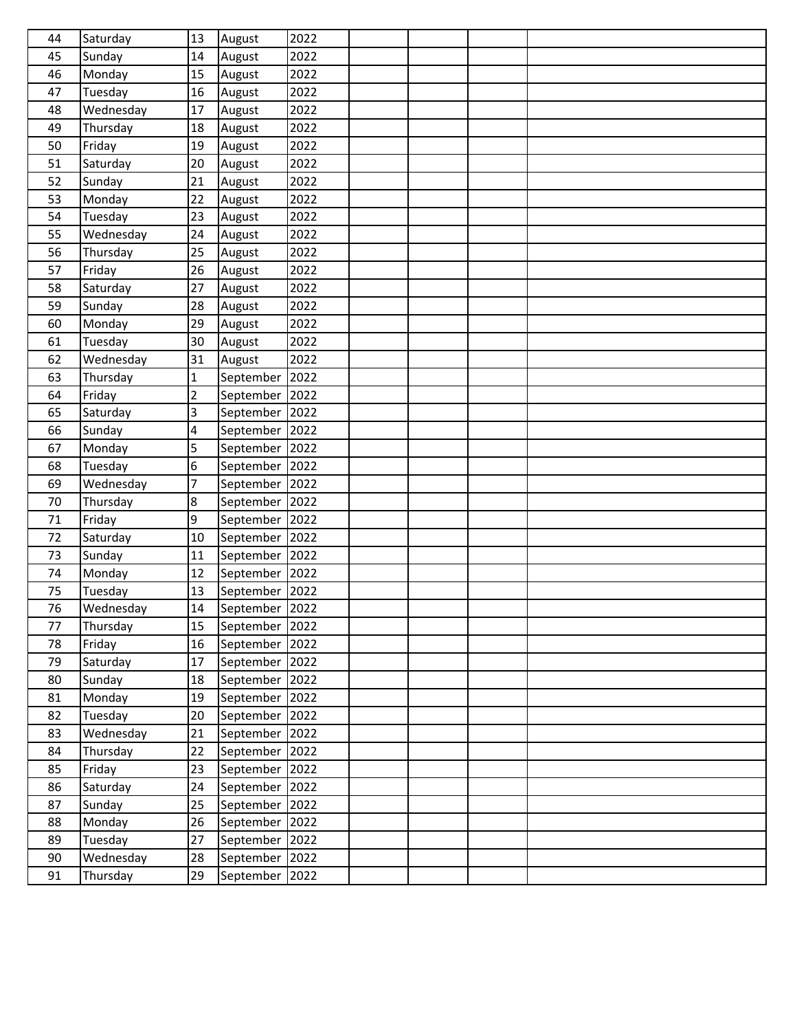| | | | | | | | | |
|---|---|---|---|---|---|---|---|---|
| 44 | Saturday | 13 | August | 2022 | | | | |
| 45 | Sunday | 14 | August | 2022 | | | | |
| 46 | Monday | 15 | August | 2022 | | | | |
| 47 | Tuesday | 16 | August | 2022 | | | | |
| 48 | Wednesday | 17 | August | 2022 | | | | |
| 49 | Thursday | 18 | August | 2022 | | | | |
| 50 | Friday | 19 | August | 2022 | | | | |
| 51 | Saturday | 20 | August | 2022 | | | | |
| 52 | Sunday | 21 | August | 2022 | | | | |
| 53 | Monday | 22 | August | 2022 | | | | |
| 54 | Tuesday | 23 | August | 2022 | | | | |
| 55 | Wednesday | 24 | August | 2022 | | | | |
| 56 | Thursday | 25 | August | 2022 | | | | |
| 57 | Friday | 26 | August | 2022 | | | | |
| 58 | Saturday | 27 | August | 2022 | | | | |
| 59 | Sunday | 28 | August | 2022 | | | | |
| 60 | Monday | 29 | August | 2022 | | | | |
| 61 | Tuesday | 30 | August | 2022 | | | | |
| 62 | Wednesday | 31 | August | 2022 | | | | |
| 63 | Thursday | 1 | September | 2022 | | | | |
| 64 | Friday | 2 | September | 2022 | | | | |
| 65 | Saturday | 3 | September | 2022 | | | | |
| 66 | Sunday | 4 | September | 2022 | | | | |
| 67 | Monday | 5 | September | 2022 | | | | |
| 68 | Tuesday | 6 | September | 2022 | | | | |
| 69 | Wednesday | 7 | September | 2022 | | | | |
| 70 | Thursday | 8 | September | 2022 | | | | |
| 71 | Friday | 9 | September | 2022 | | | | |
| 72 | Saturday | 10 | September | 2022 | | | | |
| 73 | Sunday | 11 | September | 2022 | | | | |
| 74 | Monday | 12 | September | 2022 | | | | |
| 75 | Tuesday | 13 | September | 2022 | | | | |
| 76 | Wednesday | 14 | September | 2022 | | | | |
| 77 | Thursday | 15 | September | 2022 | | | | |
| 78 | Friday | 16 | September | 2022 | | | | |
| 79 | Saturday | 17 | September | 2022 | | | | |
| 80 | Sunday | 18 | September | 2022 | | | | |
| 81 | Monday | 19 | September | 2022 | | | | |
| 82 | Tuesday | 20 | September | 2022 | | | | |
| 83 | Wednesday | 21 | September | 2022 | | | | |
| 84 | Thursday | 22 | September | 2022 | | | | |
| 85 | Friday | 23 | September | 2022 | | | | |
| 86 | Saturday | 24 | September | 2022 | | | | |
| 87 | Sunday | 25 | September | 2022 | | | | |
| 88 | Monday | 26 | September | 2022 | | | | |
| 89 | Tuesday | 27 | September | 2022 | | | | |
| 90 | Wednesday | 28 | September | 2022 | | | | |
| 91 | Thursday | 29 | September | 2022 | | | | |